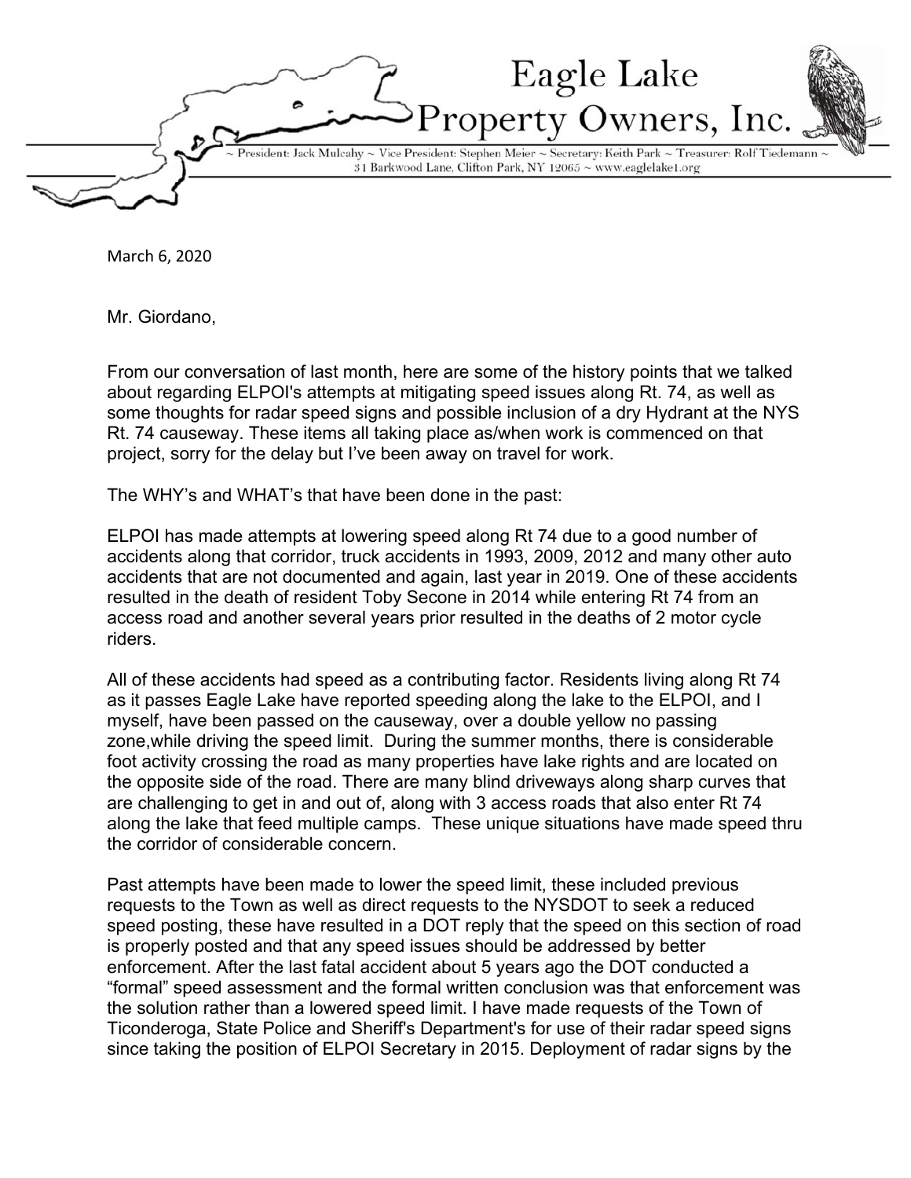# Eagle Lake Property Owners, Inc.

~ President: Jack Mulcahy ~ Vice President: Stephen Meier ~ Secretary: Keith Park ~ Treasurer: Rolf Tiedemann ~
31 Barkwood Lane, Clifton Park, NY 12065 ~ www.eaglelake1.org

March 6, 2020

Mr. Giordano,

From our conversation of last month, here are some of the history points that we talked about regarding ELPOI's attempts at mitigating speed issues along Rt. 74, as well as some thoughts for radar speed signs and possible inclusion of a dry Hydrant at the NYS Rt. 74 causeway. These items all taking place as/when work is commenced on that project, sorry for the delay but I've been away on travel for work.

The WHY's and WHAT's that have been done in the past:

ELPOI has made attempts at lowering speed along Rt 74 due to a good number of accidents along that corridor, truck accidents in 1993, 2009, 2012 and many other auto accidents that are not documented and again, last year in 2019. One of these accidents resulted in the death of resident Toby Secone in 2014 while entering Rt 74 from an access road and another several years prior resulted in the deaths of 2 motor cycle riders.

All of these accidents had speed as a contributing factor. Residents living along Rt 74 as it passes Eagle Lake have reported speeding along the lake to the ELPOI, and I myself, have been passed on the causeway, over a double yellow no passing zone,while driving the speed limit. During the summer months, there is considerable foot activity crossing the road as many properties have lake rights and are located on the opposite side of the road. There are many blind driveways along sharp curves that are challenging to get in and out of, along with 3 access roads that also enter Rt 74 along the lake that feed multiple camps. These unique situations have made speed thru the corridor of considerable concern.

Past attempts have been made to lower the speed limit, these included previous requests to the Town as well as direct requests to the NYSDOT to seek a reduced speed posting, these have resulted in a DOT reply that the speed on this section of road is properly posted and that any speed issues should be addressed by better enforcement. After the last fatal accident about 5 years ago the DOT conducted a "formal" speed assessment and the formal written conclusion was that enforcement was the solution rather than a lowered speed limit. I have made requests of the Town of Ticonderoga, State Police and Sheriff's Department's for use of their radar speed signs since taking the position of ELPOI Secretary in 2015. Deployment of radar signs by the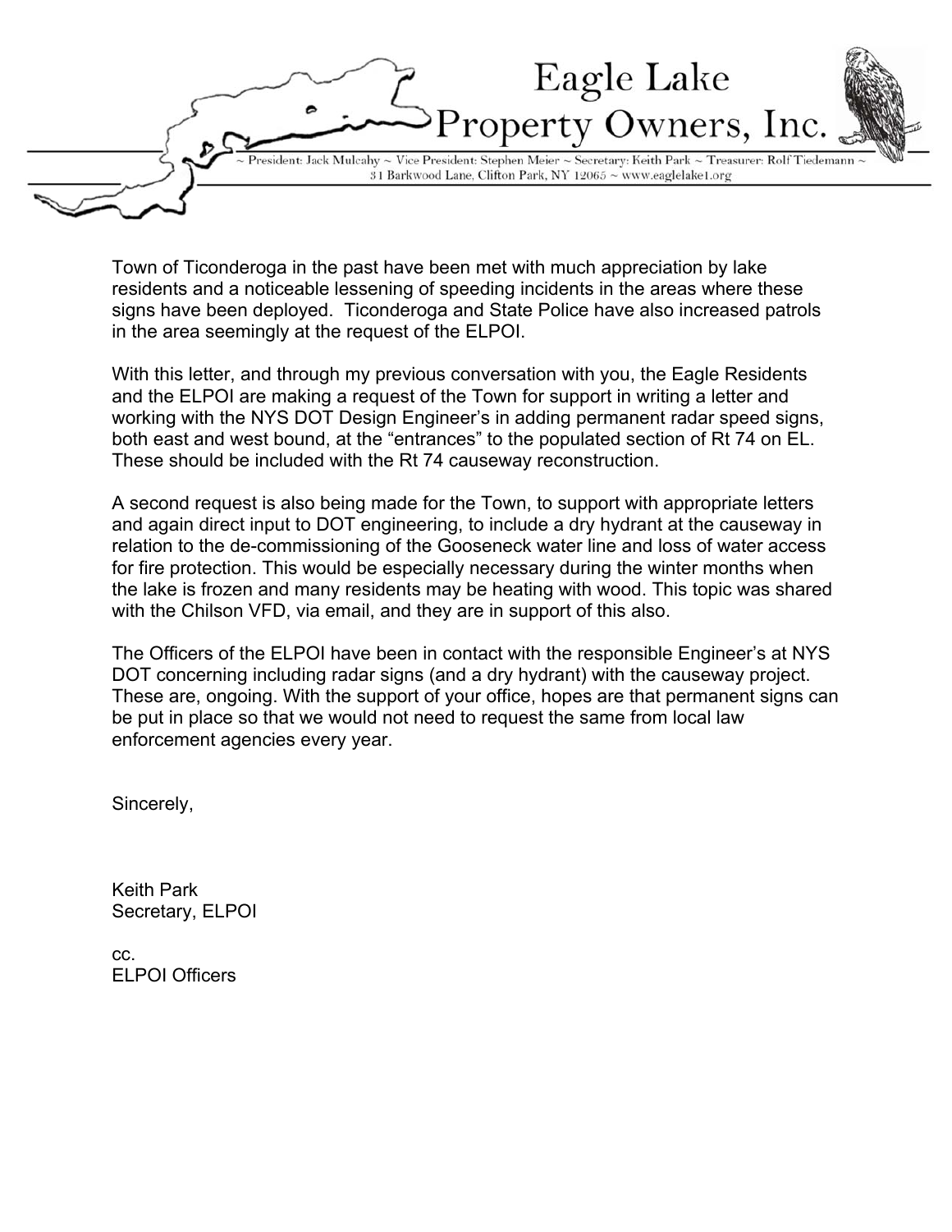# Eagle Lake Property Owners, Inc.

~ President: Jack Mulcahy ~ Vice President: Stephen Meier ~ Secretary: Keith Park ~ Treasurer: Rolf Tiedemann ~
31 Barkwood Lane, Clifton Park, NY 12065 ~ www.eaglelake1.org

Town of Ticonderoga in the past have been met with much appreciation by lake residents and a noticeable lessening of speeding incidents in the areas where these signs have been deployed. Ticonderoga and State Police have also increased patrols in the area seemingly at the request of the ELPOI.

With this letter, and through my previous conversation with you, the Eagle Residents and the ELPOI are making a request of the Town for support in writing a letter and working with the NYS DOT Design Engineer's in adding permanent radar speed signs, both east and west bound, at the "entrances" to the populated section of Rt 74 on EL. These should be included with the Rt 74 causeway reconstruction.

A second request is also being made for the Town, to support with appropriate letters and again direct input to DOT engineering, to include a dry hydrant at the causeway in relation to the de-commissioning of the Gooseneck water line and loss of water access for fire protection. This would be especially necessary during the winter months when the lake is frozen and many residents may be heating with wood. This topic was shared with the Chilson VFD, via email, and they are in support of this also.

The Officers of the ELPOI have been in contact with the responsible Engineer's at NYS DOT concerning including radar signs (and a dry hydrant) with the causeway project. These are, ongoing. With the support of your office, hopes are that permanent signs can be put in place so that we would not need to request the same from local law enforcement agencies every year.

Sincerely,

Keith Park
Secretary, ELPOI

cc.
ELPOI Officers